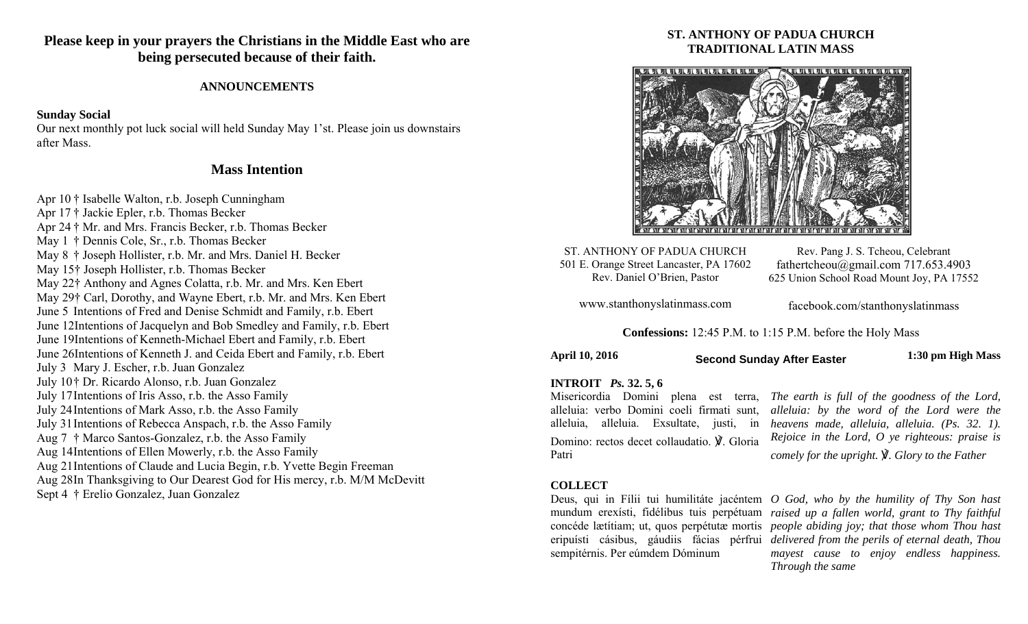**Please keep in your prayers the Christians in the Middle East who are being persecuted because of their faith.**

**ANNOUNCEMENTS**

**Sunday Social**
Our next monthly pot luck social will held Sunday May 1'st. Please join us downstairs after Mass.

## Mass Intention

Apr 10 † Isabelle Walton, r.b. Joseph Cunningham
Apr 17 † Jackie Epler, r.b. Thomas Becker
Apr 24 † Mr. and Mrs. Francis Becker, r.b. Thomas Becker
May 1 † Dennis Cole, Sr., r.b. Thomas Becker
May 8 † Joseph Hollister, r.b. Mr. and Mrs. Daniel H. Becker
May 15† Joseph Hollister, r.b. Thomas Becker
May 22† Anthony and Agnes Colatta, r.b. Mr. and Mrs. Ken Ebert
May 29† Carl, Dorothy, and Wayne Ebert, r.b. Mr. and Mrs. Ken Ebert
June 5 Intentions of Fred and Denise Schmidt and Family, r.b. Ebert
June 12Intentions of Jacquelyn and Bob Smedley and Family, r.b. Ebert
June 19Intentions of Kenneth-Michael Ebert and Family, r.b. Ebert
June 26Intentions of Kenneth J. and Ceida Ebert and Family, r.b. Ebert
July 3 Mary J. Escher, r.b. Juan Gonzalez
July 10† Dr. Ricardo Alonso, r.b. Juan Gonzalez
July 17Intentions of Iris Asso, r.b. the Asso Family
July 24Intentions of Mark Asso, r.b. the Asso Family
July 31Intentions of Rebecca Anspach, r.b. the Asso Family
Aug 7 † Marco Santos-Gonzalez, r.b. the Asso Family
Aug 14Intentions of Ellen Mowerly, r.b. the Asso Family
Aug 21Intentions of Claude and Lucia Begin, r.b. Yvette Begin Freeman
Aug 28In Thanksgiving to Our Dearest God for His mercy, r.b. M/M McDevitt
Sept 4 † Erelio Gonzalez, Juan Gonzalez

**ST. ANTHONY OF PADUA CHURCH**
**TRADITIONAL LATIN MASS**

ST. ANTHONY OF PADUA CHURCH
501 E. Orange Street Lancaster, PA 17602
Rev. Daniel O'Brien, Pastor

Rev. Pang J. S. Tcheou, Celebrant
fathertcheou@gmail.com 717.653.4903
625 Union School Road Mount Joy, PA 17552

www.stanthonyslatinmass.com

facebook.com/stanthonyslatinmass

**Confessions:** 12:45 P.M. to 1:15 P.M. before the Holy Mass

**April 10, 2016** — **Second Sunday After Easter** — **1:30 pm High Mass**

**INTROIT** ***Ps.* 32. 5, 6**

Misericordia Domini plena est terra, alleluia: verbo Domini coeli firmati sunt, alleluia, alleluia. Exsultate, justi, in Domino: rectos decet collaudatio. ℣. Gloria Patri

*The earth is full of the goodness of the Lord, alleluia: by the word of the Lord were the heavens made, alleluia, alleluia. (Ps. 32. 1). Rejoice in the Lord, O ye righteous: praise is comely for the upright. ℣. Glory to the Father*

**COLLECT**

Deus, qui in Fílii tui humilitáte jacéntem mundum erexísti, fidélibus tuis perpétuam concéde lætítiam; ut, quos perpétutæ mortis eripuísti cásibus, gáudiis fácias pérfrui sempitérnis. Per eúmdem Dóminum

*O God, who by the humility of Thy Son hast raised up a fallen world, grant to Thy faithful people abiding joy; that those whom Thou hast delivered from the perils of eternal death, Thou mayest cause to enjoy endless happiness. Through the same*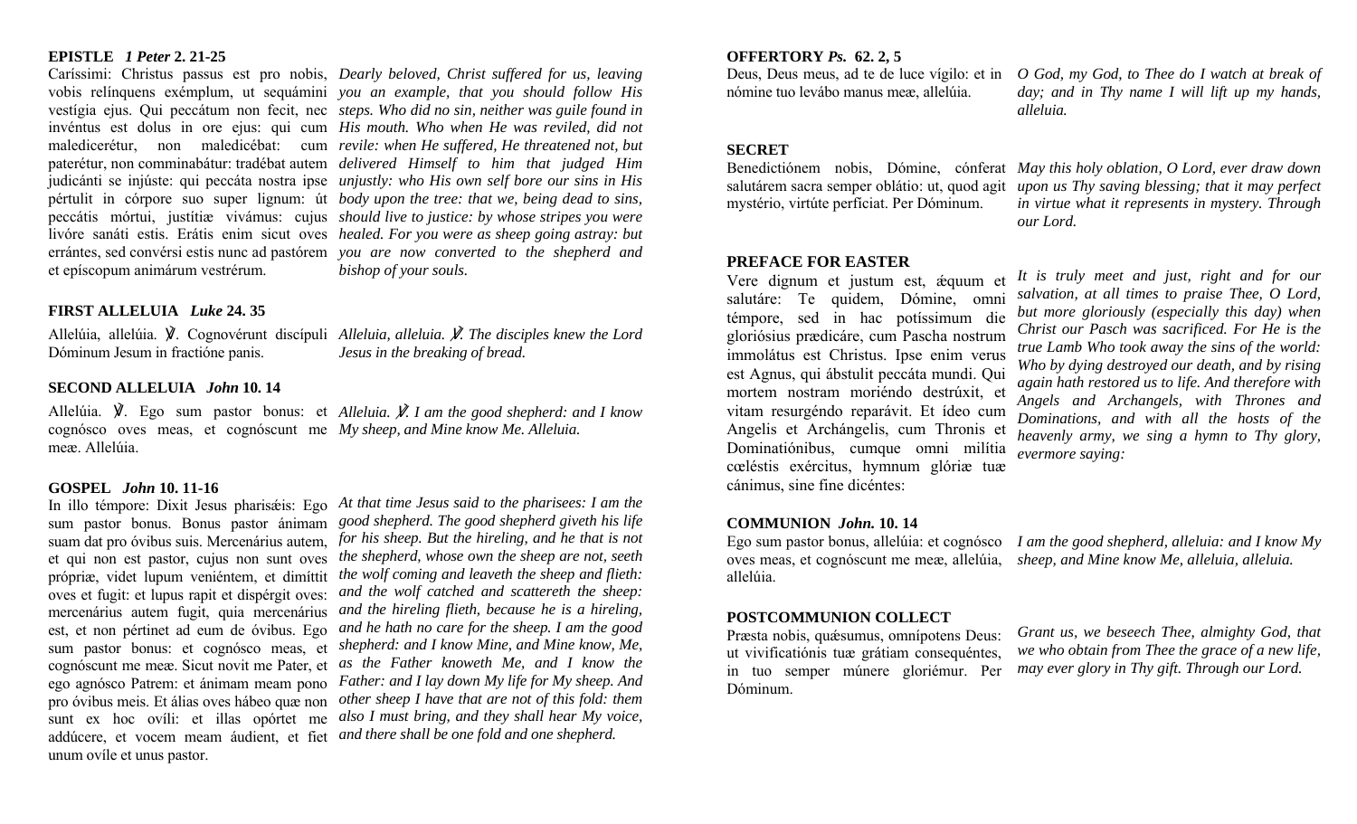## EPISTLE *1 Peter* 2. 21-25

Caríssimi: Christus passus est pro nobis, vobis relínquens exémplum, ut sequámini vestígia ejus. Qui peccátum non fecit, nec invéntus est dolus in ore ejus: qui cum maledicerétur, non maledicébat: cum paterétur, non comminabátur: tradébat autem judicánti se injúste: qui peccáta nostra ipse pértulit in córpore suo super lignum: út peccátis mórtui, justítiæ vivámus: cujus livóre sanáti estis. Erátis enim sicut oves errántes, sed convérsi estis nunc ad pastórem et epíscopum animárum vestrérum.

*Dearly beloved, Christ suffered for us, leaving you an example, that you should follow His steps. Who did no sin, neither was guile found in His mouth. Who when He was reviled, did not revile: when He suffered, He threatened not, but delivered Himself to him that judged Him unjustly: who His own self bore our sins in His body upon the tree: that we, being dead to sins, should live to justice: by whose stripes you were healed. For you were as sheep going astray: but you are now converted to the shepherd and bishop of your souls.*

## FIRST ALLELUIA *Luke* 24. 35

Allelúia, allelúia. ℣. Cognovérunt discípuli Dóminum Jesum in fractióne panis.

*Alleluia, alleluia. ℣. The disciples knew the Lord Jesus in the breaking of bread.*

## SECOND ALLELUIA *John* 10. 14

Allelúia. ℣. Ego sum pastor bonus: et cognósco oves meas, et cognóscunt me meæ. Allelúia.

*Alleluia. ℣. I am the good shepherd: and I know My sheep, and Mine know Me. Alleluia.*

## GOSPEL *John* 10. 11-16

In illo témpore: Dixit Jesus pharisǽis: Ego sum pastor bonus. Bonus pastor ánimam suam dat pro óvibus suis. Mercenárius autem, et qui non est pastor, cujus non sunt oves própriæ, videt lupum veniéntem, et dimíttit oves et fugit: et lupus rapit et dispérgit oves: mercenárius autem fugit, quia mercenárius est, et non pértinet ad eum de óvibus. Ego sum pastor bonus: et cognósco meas, et cognóscunt me meæ. Sicut novit me Pater, et ego agnósco Patrem: et ánimam meam pono pro óvibus meis. Et álias oves hábeo quæ non sunt ex hoc ovíli: et illas opórtet me addúcere, et vocem meam áudient, et fiet unum ovíle et unus pastor.

*At that time Jesus said to the pharisees: I am the good shepherd. The good shepherd giveth his life for his sheep. But the hireling, and he that is not the shepherd, whose own the sheep are not, seeth the wolf coming and leaveth the sheep and flieth: and the wolf catched and scattereth the sheep: and the hireling flieth, because he is a hireling, and he hath no care for the sheep. I am the good shepherd: and I know Mine, and Mine know, Me, as the Father knoweth Me, and I know the Father: and I lay down My life for My sheep. And other sheep I have that are not of this fold: them also I must bring, and they shall hear My voice, and there shall be one fold and one shepherd.*

## OFFERTORY *Ps.* 62. 2, 5

Deus, Deus meus, ad te de luce vígilo: et in nómine tuo levábo manus meæ, allelúia.

*O God, my God, to Thee do I watch at break of day; and in Thy name I will lift up my hands, alleluia.*

## SECRET

Benedictiónem nobis, Dómine, cónferat salutárem sacra semper oblátio: ut, quod agit mystério, virtúte perfíciat. Per Dóminum.

*May this holy oblation, O Lord, ever draw down upon us Thy saving blessing; that it may perfect in virtue what it represents in mystery. Through our Lord.*

## PREFACE FOR EASTER

Vere dignum et justum est, ǽquum et salutáre: Te quidem, Dómine, omni témpore, sed in hac potíssimum die gloriósius prædicáre, cum Pascha nostrum immolátus est Christus. Ipse enim verus est Agnus, qui ábstulit peccáta mundi. Qui mortem nostram moriéndo destrúxit, et vitam resurgéndo reparávit. Et ídeo cum Angelis et Archángelis, cum Thronis et Dominatiónibus, cumque omni milítia cœléstis exércitus, hymnum glóriæ tuæ cánimus, sine fine dicéntes:

*It is truly meet and just, right and for our salvation, at all times to praise Thee, O Lord, but more gloriously (especially this day) when Christ our Pasch was sacrificed. For He is the true Lamb Who took away the sins of the world: Who by dying destroyed our death, and by rising again hath restored us to life. And therefore with Angels and Archangels, with Thrones and Dominations, and with all the hosts of the heavenly army, we sing a hymn to Thy glory, evermore saying:*

## COMMUNION *John.* 10. 14

Ego sum pastor bonus, allelúia: et cognósco oves meas, et cognóscunt me meæ, allelúia, allelúia.

*I am the good shepherd, alleluia: and I know My sheep, and Mine know Me, alleluia, alleluia.*

## POSTCOMMUNION COLLECT

Præsta nobis, quǽsumus, omnípotens Deus: ut vivificatiónis tuæ grátiam consequéntes, in tuo semper múnere gloriémur. Per Dóminum.

*Grant us, we beseech Thee, almighty God, that we who obtain from Thee the grace of a new life, may ever glory in Thy gift. Through our Lord.*